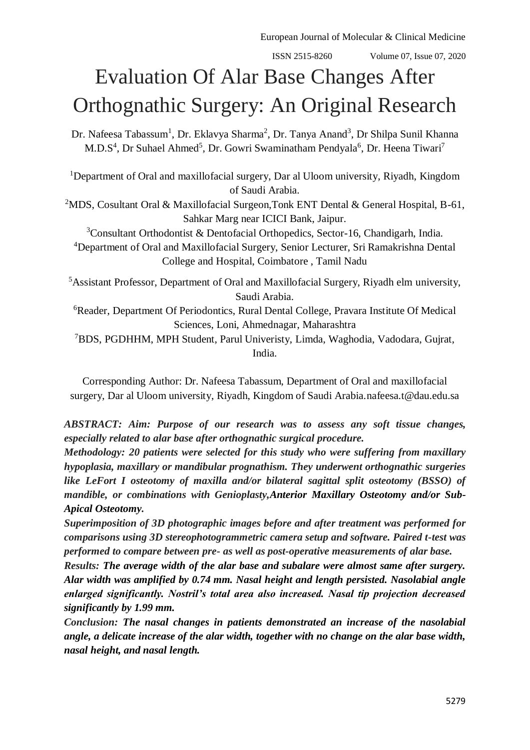# Evaluation Of Alar Base Changes After Orthognathic Surgery: An Original Research

Dr. Nafeesa Tabassum[1], Dr. Eklavya Sharma[2], Dr. Tanya Anand[3], Dr Shilpa Sunil Khanna M.D.S[4], Dr Suhael Ahmed[5], Dr. Gowri Swaminatham Pendyala[6], Dr. Heena Tiwari[7]

[1]Department of Oral and maxillofacial surgery, Dar al Uloom university, Riyadh, Kingdom of Saudi Arabia.

[2]MDS, Cosultant Oral & Maxillofacial Surgeon,Tonk ENT Dental & General Hospital, B-61, Sahkar Marg near ICICI Bank, Jaipur.

[3]Consultant Orthodontist & Dentofacial Orthopedics, Sector-16, Chandigarh, India.

[4]Department of Oral and Maxillofacial Surgery, Senior Lecturer, Sri Ramakrishna Dental College and Hospital, Coimbatore , Tamil Nadu

[5]Assistant Professor, Department of Oral and Maxillofacial Surgery, Riyadh elm university, Saudi Arabia.

[6]Reader, Department Of Periodontics, Rural Dental College, Pravara Institute Of Medical Sciences, Loni, Ahmednagar, Maharashtra

[7]BDS, PGDHHM, MPH Student, Parul Univeristy, Limda, Waghodia, Vadodara, Gujrat, India.

Corresponding Author: Dr. Nafeesa Tabassum, Department of Oral and maxillofacial surgery, Dar al Uloom university, Riyadh, Kingdom of Saudi Arabia.nafeesa.t@dau.edu.sa

***ABSTRACT: Aim: Purpose of our research was to assess any soft tissue changes, especially related to alar base after orthognathic surgical procedure.***

***Methodology: 20 patients were selected for this study who were suffering from maxillary hypoplasia, maxillary or mandibular prognathism. They underwent orthognathic surgeries like LeFort I osteotomy of maxilla and/or bilateral sagittal split osteotomy (BSSO) of mandible, or combinations with Genioplasty,Anterior Maxillary Osteotomy and/or Sub-Apical Osteotomy.***

***Superimposition of 3D photographic images before and after treatment was performed for comparisons using 3D stereophotogrammetric camera setup and software. Paired t-test was performed to compare between pre- as well as post-operative measurements of alar base.***

***Results: The average width of the alar base and subalare were almost same after surgery. Alar width was amplified by 0.74 mm. Nasal height and length persisted. Nasolabial angle enlarged significantly. Nostril's total area also increased. Nasal tip projection decreased significantly by 1.99 mm.***

***Conclusion: The nasal changes in patients demonstrated an increase of the nasolabial angle, a delicate increase of the alar width, together with no change on the alar base width, nasal height, and nasal length.***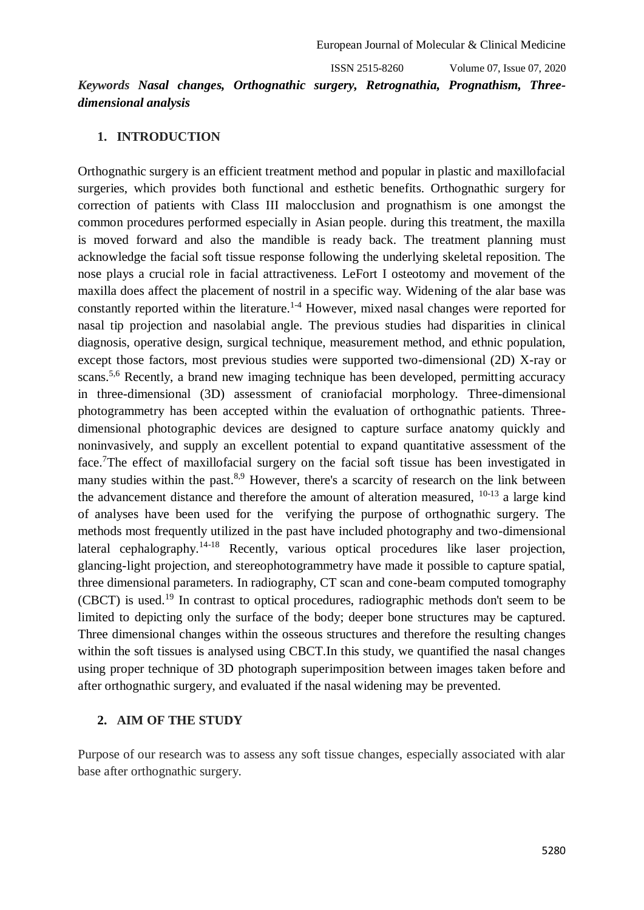***Keywords Nasal changes, Orthognathic surgery, Retrognathia, Prognathism, Three-dimensional analysis***

## 1. INTRODUCTION

Orthognathic surgery is an efficient treatment method and popular in plastic and maxillofacial surgeries, which provides both functional and esthetic benefits. Orthognathic surgery for correction of patients with Class III malocclusion and prognathism is one amongst the common procedures performed especially in Asian people. during this treatment, the maxilla is moved forward and also the mandible is ready back. The treatment planning must acknowledge the facial soft tissue response following the underlying skeletal reposition. The nose plays a crucial role in facial attractiveness. LeFort I osteotomy and movement of the maxilla does affect the placement of nostril in a specific way. Widening of the alar base was constantly reported within the literature.[1-4] However, mixed nasal changes were reported for nasal tip projection and nasolabial angle. The previous studies had disparities in clinical diagnosis, operative design, surgical technique, measurement method, and ethnic population, except those factors, most previous studies were supported two-dimensional (2D) X-ray or scans.[5,6] Recently, a brand new imaging technique has been developed, permitting accuracy in three-dimensional (3D) assessment of craniofacial morphology. Three-dimensional photogrammetry has been accepted within the evaluation of orthognathic patients. Three-dimensional photographic devices are designed to capture surface anatomy quickly and noninvasively, and supply an excellent potential to expand quantitative assessment of the face.[7]The effect of maxillofacial surgery on the facial soft tissue has been investigated in many studies within the past.[8,9] However, there's a scarcity of research on the link between the advancement distance and therefore the amount of alteration measured, [10-13] a large kind of analyses have been used for the verifying the purpose of orthognathic surgery. The methods most frequently utilized in the past have included photography and two-dimensional lateral cephalography.[14-18] Recently, various optical procedures like laser projection, glancing-light projection, and stereophotogrammetry have made it possible to capture spatial, three dimensional parameters. In radiography, CT scan and cone-beam computed tomography (CBCT) is used.[19] In contrast to optical procedures, radiographic methods don't seem to be limited to depicting only the surface of the body; deeper bone structures may be captured. Three dimensional changes within the osseous structures and therefore the resulting changes within the soft tissues is analysed using CBCT.In this study, we quantified the nasal changes using proper technique of 3D photograph superimposition between images taken before and after orthognathic surgery, and evaluated if the nasal widening may be prevented.

## 2. AIM OF THE STUDY

Purpose of our research was to assess any soft tissue changes, especially associated with alar base after orthognathic surgery.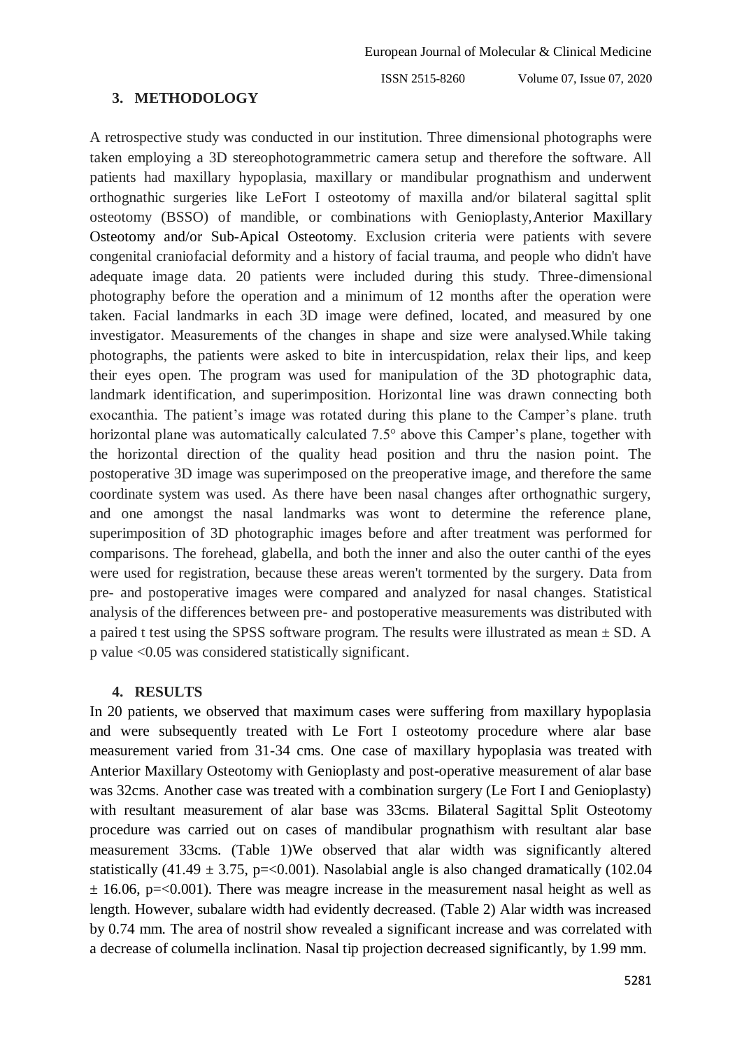## 3. METHODOLOGY

A retrospective study was conducted in our institution. Three dimensional photographs were taken employing a 3D stereophotogrammetric camera setup and therefore the software. All patients had maxillary hypoplasia, maxillary or mandibular prognathism and underwent orthognathic surgeries like LeFort I osteotomy of maxilla and/or bilateral sagittal split osteotomy (BSSO) of mandible, or combinations with Genioplasty,Anterior Maxillary Osteotomy and/or Sub-Apical Osteotomy. Exclusion criteria were patients with severe congenital craniofacial deformity and a history of facial trauma, and people who didn't have adequate image data. 20 patients were included during this study. Three-dimensional photography before the operation and a minimum of 12 months after the operation were taken. Facial landmarks in each 3D image were defined, located, and measured by one investigator. Measurements of the changes in shape and size were analysed.While taking photographs, the patients were asked to bite in intercuspidation, relax their lips, and keep their eyes open. The program was used for manipulation of the 3D photographic data, landmark identification, and superimposition. Horizontal line was drawn connecting both exocanthia. The patient's image was rotated during this plane to the Camper's plane. truth horizontal plane was automatically calculated 7.5° above this Camper's plane, together with the horizontal direction of the quality head position and thru the nasion point. The postoperative 3D image was superimposed on the preoperative image, and therefore the same coordinate system was used. As there have been nasal changes after orthognathic surgery, and one amongst the nasal landmarks was wont to determine the reference plane, superimposition of 3D photographic images before and after treatment was performed for comparisons. The forehead, glabella, and both the inner and also the outer canthi of the eyes were used for registration, because these areas weren't tormented by the surgery. Data from pre- and postoperative images were compared and analyzed for nasal changes. Statistical analysis of the differences between pre- and postoperative measurements was distributed with a paired t test using the SPSS software program. The results were illustrated as mean ± SD. A p value <0.05 was considered statistically significant.

## 4. RESULTS

In 20 patients, we observed that maximum cases were suffering from maxillary hypoplasia and were subsequently treated with Le Fort I osteotomy procedure where alar base measurement varied from 31-34 cms. One case of maxillary hypoplasia was treated with Anterior Maxillary Osteotomy with Genioplasty and post-operative measurement of alar base was 32cms. Another case was treated with a combination surgery (Le Fort I and Genioplasty) with resultant measurement of alar base was 33cms. Bilateral Sagittal Split Osteotomy procedure was carried out on cases of mandibular prognathism with resultant alar base measurement 33cms. (Table 1)We observed that alar width was significantly altered statistically (41.49 ± 3.75, p=<0.001). Nasolabial angle is also changed dramatically (102.04 ± 16.06, p=<0.001). There was meagre increase in the measurement nasal height as well as length. However, subalare width had evidently decreased. (Table 2) Alar width was increased by 0.74 mm. The area of nostril show revealed a significant increase and was correlated with a decrease of columella inclination. Nasal tip projection decreased significantly, by 1.99 mm.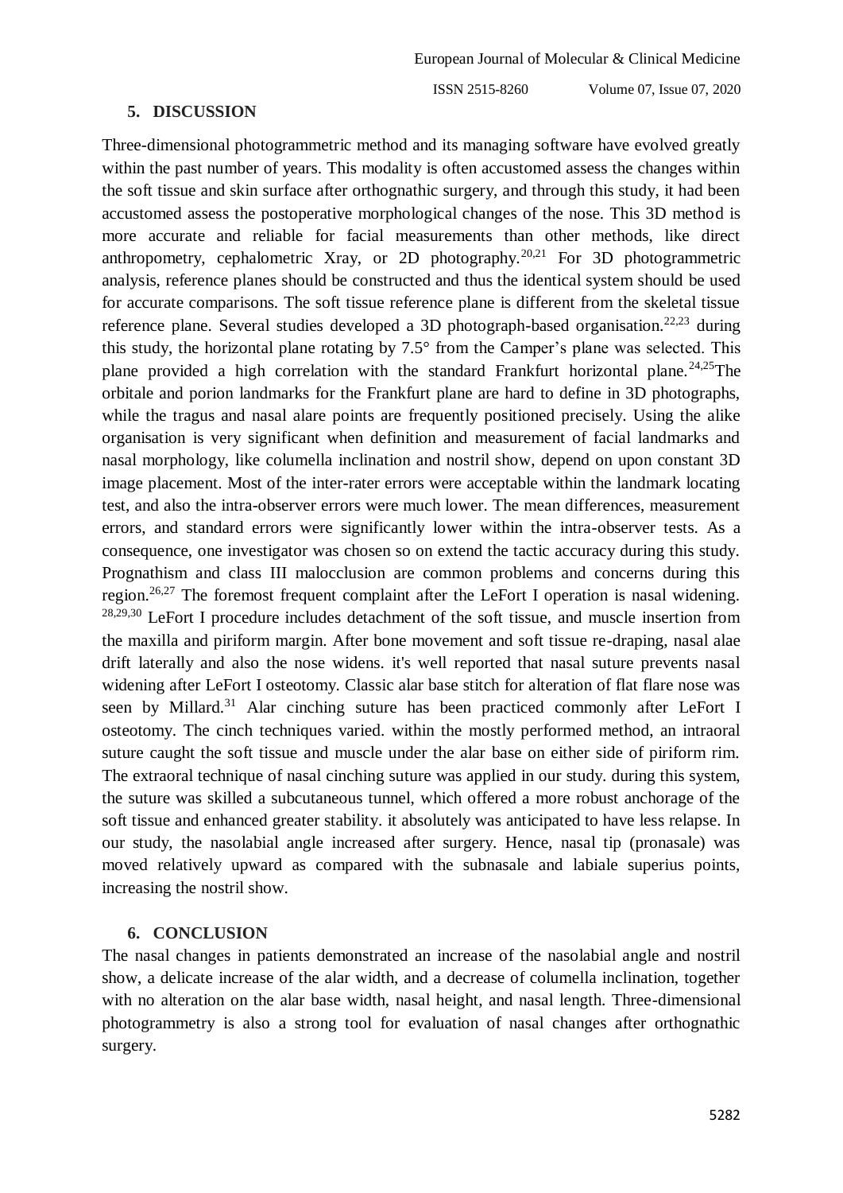## 5. DISCUSSION

Three-dimensional photogrammetric method and its managing software have evolved greatly within the past number of years. This modality is often accustomed assess the changes within the soft tissue and skin surface after orthognathic surgery, and through this study, it had been accustomed assess the postoperative morphological changes of the nose. This 3D method is more accurate and reliable for facial measurements than other methods, like direct anthropometry, cephalometric Xray, or 2D photography.[20,21] For 3D photogrammetric analysis, reference planes should be constructed and thus the identical system should be used for accurate comparisons. The soft tissue reference plane is different from the skeletal tissue reference plane. Several studies developed a 3D photograph-based organisation.[22,23] during this study, the horizontal plane rotating by 7.5° from the Camper's plane was selected. This plane provided a high correlation with the standard Frankfurt horizontal plane.[24,25]The orbitale and porion landmarks for the Frankfurt plane are hard to define in 3D photographs, while the tragus and nasal alare points are frequently positioned precisely. Using the alike organisation is very significant when definition and measurement of facial landmarks and nasal morphology, like columella inclination and nostril show, depend on upon constant 3D image placement. Most of the inter-rater errors were acceptable within the landmark locating test, and also the intra-observer errors were much lower. The mean differences, measurement errors, and standard errors were significantly lower within the intra-observer tests. As a consequence, one investigator was chosen so on extend the tactic accuracy during this study. Prognathism and class III malocclusion are common problems and concerns during this region.[26,27] The foremost frequent complaint after the LeFort I operation is nasal widening.[28,29,30] LeFort I procedure includes detachment of the soft tissue, and muscle insertion from the maxilla and piriform margin. After bone movement and soft tissue re-draping, nasal alae drift laterally and also the nose widens. it's well reported that nasal suture prevents nasal widening after LeFort I osteotomy. Classic alar base stitch for alteration of flat flare nose was seen by Millard.[31] Alar cinching suture has been practiced commonly after LeFort I osteotomy. The cinch techniques varied. within the mostly performed method, an intraoral suture caught the soft tissue and muscle under the alar base on either side of piriform rim. The extraoral technique of nasal cinching suture was applied in our study. during this system, the suture was skilled a subcutaneous tunnel, which offered a more robust anchorage of the soft tissue and enhanced greater stability. it absolutely was anticipated to have less relapse. In our study, the nasolabial angle increased after surgery. Hence, nasal tip (pronasale) was moved relatively upward as compared with the subnasale and labiale superius points, increasing the nostril show.

## 6. CONCLUSION

The nasal changes in patients demonstrated an increase of the nasolabial angle and nostril show, a delicate increase of the alar width, and a decrease of columella inclination, together with no alteration on the alar base width, nasal height, and nasal length. Three-dimensional photogrammetry is also a strong tool for evaluation of nasal changes after orthognathic surgery.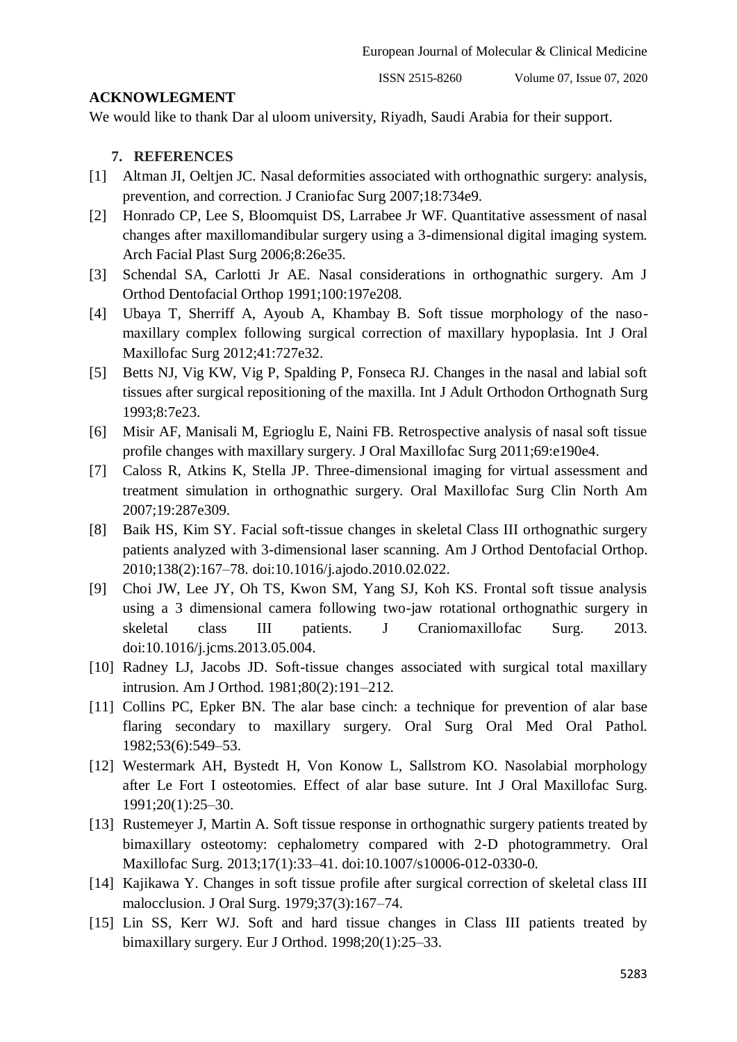## ACKNOWLEGMENT

We would like to thank Dar al uloom university, Riyadh, Saudi Arabia for their support.

## 7. REFERENCES

[1] Altman JI, Oeltjen JC. Nasal deformities associated with orthognathic surgery: analysis, prevention, and correction. J Craniofac Surg 2007;18:734e9.

[2] Honrado CP, Lee S, Bloomquist DS, Larrabee Jr WF. Quantitative assessment of nasal changes after maxillomandibular surgery using a 3-dimensional digital imaging system. Arch Facial Plast Surg 2006;8:26e35.

[3] Schendal SA, Carlotti Jr AE. Nasal considerations in orthognathic surgery. Am J Orthod Dentofacial Orthop 1991;100:197e208.

[4] Ubaya T, Sherriff A, Ayoub A, Khambay B. Soft tissue morphology of the naso-maxillary complex following surgical correction of maxillary hypoplasia. Int J Oral Maxillofac Surg 2012;41:727e32.

[5] Betts NJ, Vig KW, Vig P, Spalding P, Fonseca RJ. Changes in the nasal and labial soft tissues after surgical repositioning of the maxilla. Int J Adult Orthodon Orthognath Surg 1993;8:7e23.

[6] Misir AF, Manisali M, Egrioglu E, Naini FB. Retrospective analysis of nasal soft tissue profile changes with maxillary surgery. J Oral Maxillofac Surg 2011;69:e190e4.

[7] Caloss R, Atkins K, Stella JP. Three-dimensional imaging for virtual assessment and treatment simulation in orthognathic surgery. Oral Maxillofac Surg Clin North Am 2007;19:287e309.

[8] Baik HS, Kim SY. Facial soft-tissue changes in skeletal Class III orthognathic surgery patients analyzed with 3-dimensional laser scanning. Am J Orthod Dentofacial Orthop. 2010;138(2):167–78. doi:10.1016/j.ajodo.2010.02.022.

[9] Choi JW, Lee JY, Oh TS, Kwon SM, Yang SJ, Koh KS. Frontal soft tissue analysis using a 3 dimensional camera following two-jaw rotational orthognathic surgery in skeletal class III patients. J Craniomaxillofac Surg. 2013. doi:10.1016/j.jcms.2013.05.004.

[10] Radney LJ, Jacobs JD. Soft-tissue changes associated with surgical total maxillary intrusion. Am J Orthod. 1981;80(2):191–212.

[11] Collins PC, Epker BN. The alar base cinch: a technique for prevention of alar base flaring secondary to maxillary surgery. Oral Surg Oral Med Oral Pathol. 1982;53(6):549–53.

[12] Westermark AH, Bystedt H, Von Konow L, Sallstrom KO. Nasolabial morphology after Le Fort I osteotomies. Effect of alar base suture. Int J Oral Maxillofac Surg. 1991;20(1):25–30.

[13] Rustemeyer J, Martin A. Soft tissue response in orthognathic surgery patients treated by bimaxillary osteotomy: cephalometry compared with 2-D photogrammetry. Oral Maxillofac Surg. 2013;17(1):33–41. doi:10.1007/s10006-012-0330-0.

[14] Kajikawa Y. Changes in soft tissue profile after surgical correction of skeletal class III malocclusion. J Oral Surg. 1979;37(3):167–74.

[15] Lin SS, Kerr WJ. Soft and hard tissue changes in Class III patients treated by bimaxillary surgery. Eur J Orthod. 1998;20(1):25–33.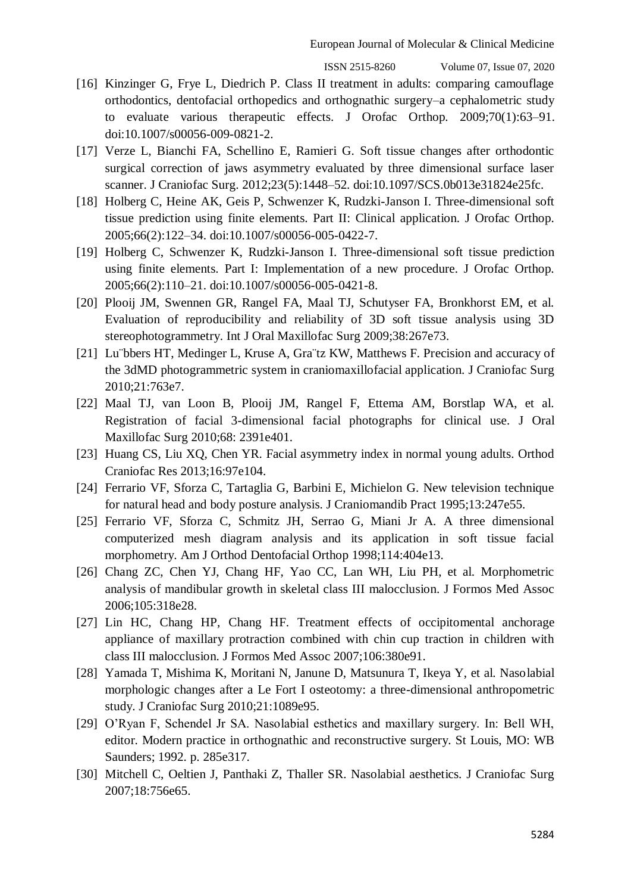[16] Kinzinger G, Frye L, Diedrich P. Class II treatment in adults: comparing camouflage orthodontics, dentofacial orthopedics and orthognathic surgery–a cephalometric study to evaluate various therapeutic effects. J Orofac Orthop. 2009;70(1):63–91. doi:10.1007/s00056-009-0821-2.

[17] Verze L, Bianchi FA, Schellino E, Ramieri G. Soft tissue changes after orthodontic surgical correction of jaws asymmetry evaluated by three dimensional surface laser scanner. J Craniofac Surg. 2012;23(5):1448–52. doi:10.1097/SCS.0b013e31824e25fc.

[18] Holberg C, Heine AK, Geis P, Schwenzer K, Rudzki-Janson I. Three-dimensional soft tissue prediction using finite elements. Part II: Clinical application. J Orofac Orthop. 2005;66(2):122–34. doi:10.1007/s00056-005-0422-7.

[19] Holberg C, Schwenzer K, Rudzki-Janson I. Three-dimensional soft tissue prediction using finite elements. Part I: Implementation of a new procedure. J Orofac Orthop. 2005;66(2):110–21. doi:10.1007/s00056-005-0421-8.

[20] Plooij JM, Swennen GR, Rangel FA, Maal TJ, Schutyser FA, Bronkhorst EM, et al. Evaluation of reproducibility and reliability of 3D soft tissue analysis using 3D stereophotogrammetry. Int J Oral Maxillofac Surg 2009;38:267e73.

[21] Lu¨bbers HT, Medinger L, Kruse A, Gra¨tz KW, Matthews F. Precision and accuracy of the 3dMD photogrammetric system in craniomaxillofacial application. J Craniofac Surg 2010;21:763e7.

[22] Maal TJ, van Loon B, Plooij JM, Rangel F, Ettema AM, Borstlap WA, et al. Registration of facial 3-dimensional facial photographs for clinical use. J Oral Maxillofac Surg 2010;68: 2391e401.

[23] Huang CS, Liu XQ, Chen YR. Facial asymmetry index in normal young adults. Orthod Craniofac Res 2013;16:97e104.

[24] Ferrario VF, Sforza C, Tartaglia G, Barbini E, Michielon G. New television technique for natural head and body posture analysis. J Craniomandib Pract 1995;13:247e55.

[25] Ferrario VF, Sforza C, Schmitz JH, Serrao G, Miani Jr A. A three dimensional computerized mesh diagram analysis and its application in soft tissue facial morphometry. Am J Orthod Dentofacial Orthop 1998;114:404e13.

[26] Chang ZC, Chen YJ, Chang HF, Yao CC, Lan WH, Liu PH, et al. Morphometric analysis of mandibular growth in skeletal class III malocclusion. J Formos Med Assoc 2006;105:318e28.

[27] Lin HC, Chang HP, Chang HF. Treatment effects of occipitomental anchorage appliance of maxillary protraction combined with chin cup traction in children with class III malocclusion. J Formos Med Assoc 2007;106:380e91.

[28] Yamada T, Mishima K, Moritani N, Janune D, Matsunura T, Ikeya Y, et al. Nasolabial morphologic changes after a Le Fort I osteotomy: a three-dimensional anthropometric study. J Craniofac Surg 2010;21:1089e95.

[29] O'Ryan F, Schendel Jr SA. Nasolabial esthetics and maxillary surgery. In: Bell WH, editor. Modern practice in orthognathic and reconstructive surgery. St Louis, MO: WB Saunders; 1992. p. 285e317.

[30] Mitchell C, Oeltien J, Panthaki Z, Thaller SR. Nasolabial aesthetics. J Craniofac Surg 2007;18:756e65.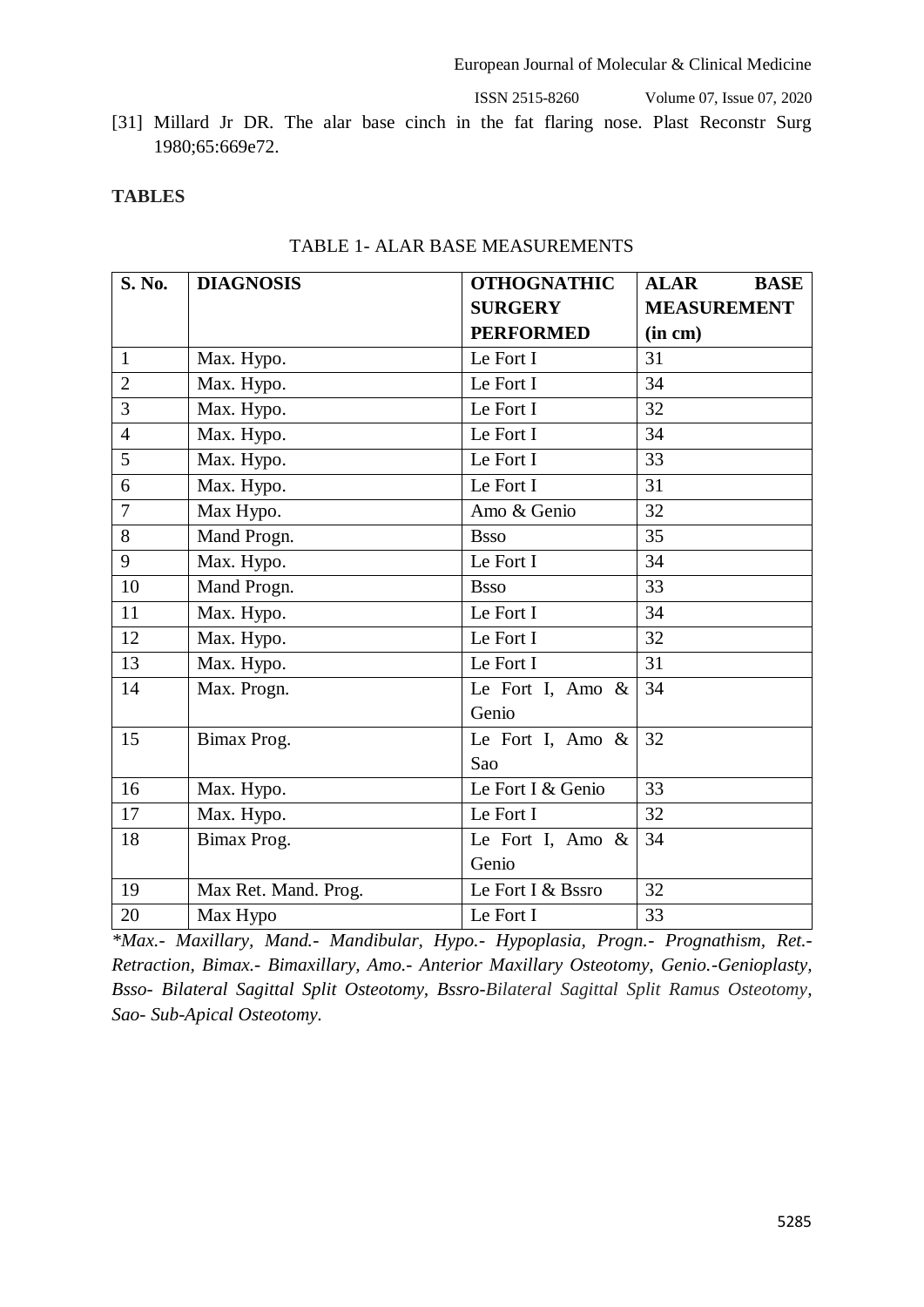[31] Millard Jr DR. The alar base cinch in the fat flaring nose. Plast Reconstr Surg 1980;65:669e72.

**TABLES**

TABLE 1- ALAR BASE MEASUREMENTS

| **S. No.** | **DIAGNOSIS** | **OTHOGNATHIC SURGERY PERFORMED** | **ALAR BASE MEASUREMENT (in cm)** |
|---|---|---|---|
| 1 | Max. Hypo. | Le Fort I | 31 |
| 2 | Max. Hypo. | Le Fort I | 34 |
| 3 | Max. Hypo. | Le Fort I | 32 |
| 4 | Max. Hypo. | Le Fort I | 34 |
| 5 | Max. Hypo. | Le Fort I | 33 |
| 6 | Max. Hypo. | Le Fort I | 31 |
| 7 | Max Hypo. | Amo & Genio | 32 |
| 8 | Mand Progn. | Bsso | 35 |
| 9 | Max. Hypo. | Le Fort I | 34 |
| 10 | Mand Progn. | Bsso | 33 |
| 11 | Max. Hypo. | Le Fort I | 34 |
| 12 | Max. Hypo. | Le Fort I | 32 |
| 13 | Max. Hypo. | Le Fort I | 31 |
| 14 | Max. Progn. | Le Fort I, Amo & Genio | 34 |
| 15 | Bimax Prog. | Le Fort I, Amo & Sao | 32 |
| 16 | Max. Hypo. | Le Fort I & Genio | 33 |
| 17 | Max. Hypo. | Le Fort I | 32 |
| 18 | Bimax Prog. | Le Fort I, Amo & Genio | 34 |
| 19 | Max Ret. Mand. Prog. | Le Fort I & Bssro | 32 |
| 20 | Max Hypo | Le Fort I | 33 |

*\*Max.- Maxillary, Mand.- Mandibular, Hypo.- Hypoplasia, Progn.- Prognathism, Ret.- Retraction, Bimax.- Bimaxillary, Amo.- Anterior Maxillary Osteotomy, Genio.-Genioplasty, Bsso- Bilateral Sagittal Split Osteotomy, Bssro-Bilateral Sagittal Split Ramus Osteotomy, Sao- Sub-Apical Osteotomy.*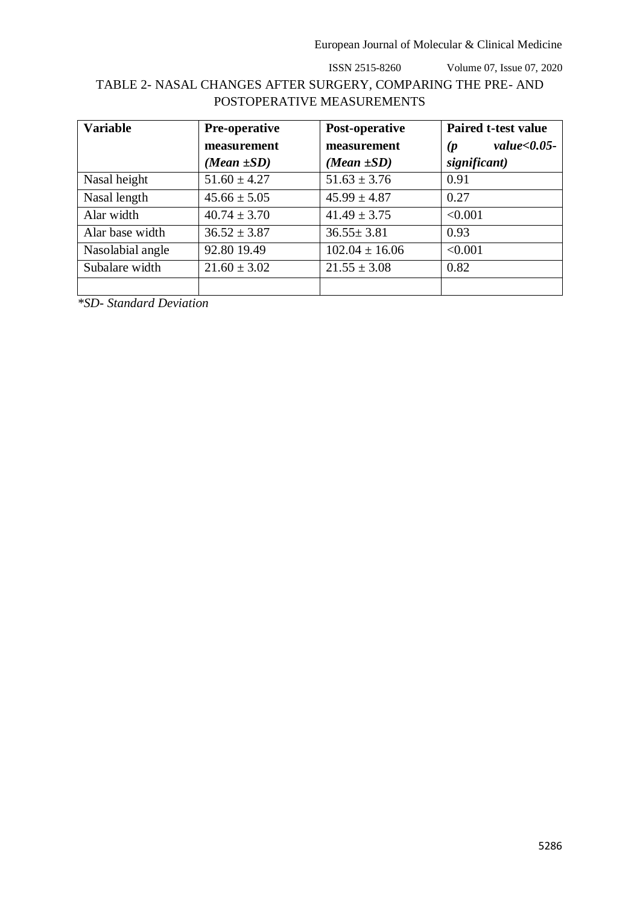TABLE 2- NASAL CHANGES AFTER SURGERY, COMPARING THE PRE- AND POSTOPERATIVE MEASUREMENTS

| **Variable** | **Pre-operative measurement** ***(Mean ±SD)*** | **Post-operative measurement** ***(Mean ±SD)*** | **Paired t-test value** ***(p value<0.05- significant)*** |
| --- | --- | --- | --- |
| Nasal height | 51.60 ± 4.27 | 51.63 ± 3.76 | 0.91 |
| Nasal length | 45.66 ± 5.05 | 45.99 ± 4.87 | 0.27 |
| Alar width | 40.74 ± 3.70 | 41.49 ± 3.75 | <0.001 |
| Alar base width | 36.52 ± 3.87 | 36.55± 3.81 | 0.93 |
| Nasolabial angle | 92.80 19.49 | 102.04 ± 16.06 | <0.001 |
| Subalare width | 21.60 ± 3.02 | 21.55 ± 3.08 | 0.82 |
| | | | |

*\*SD- Standard Deviation*